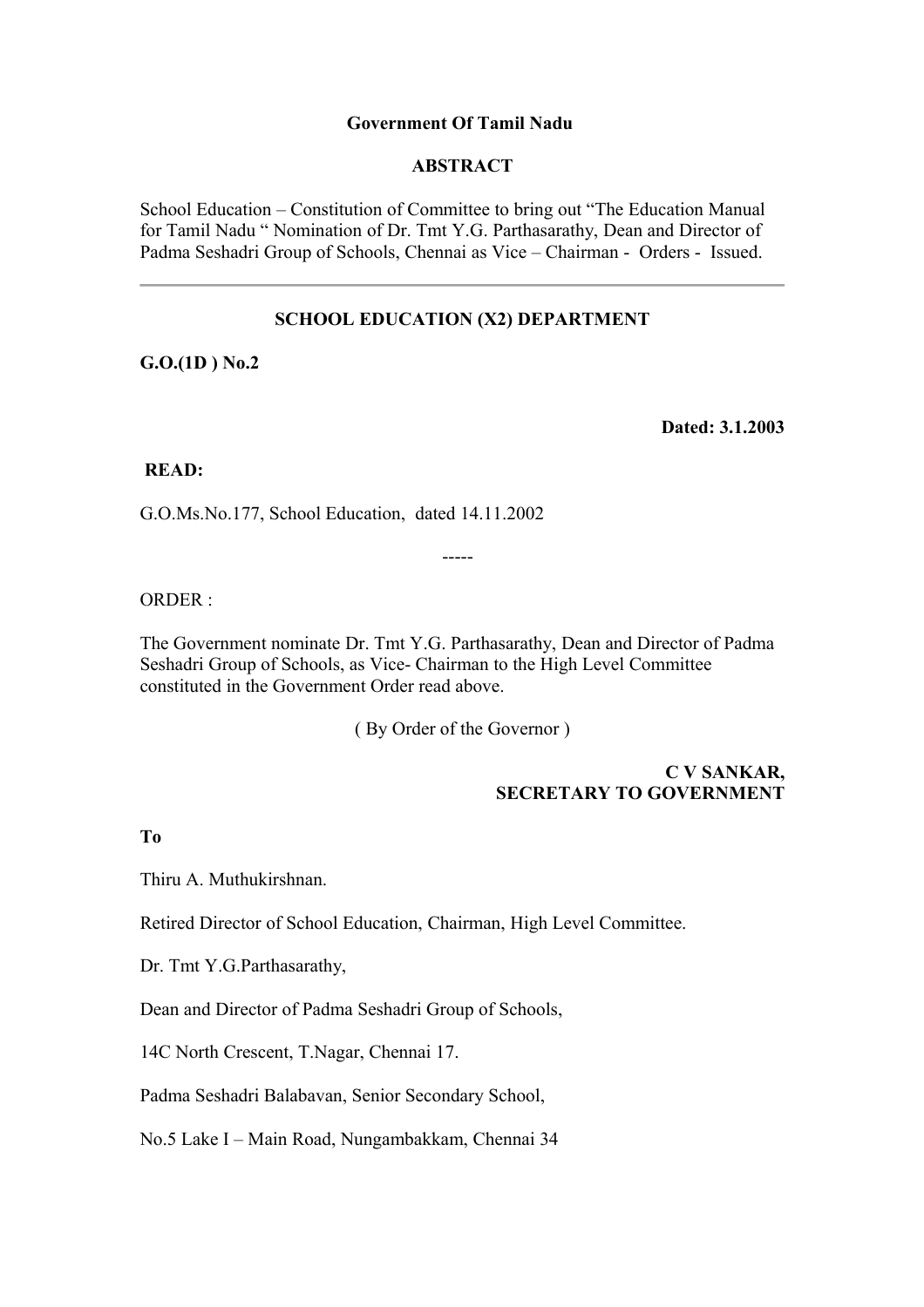**Government Of Tamil Nadu**

**ABSTRACT**

School Education – Constitution of Committee to bring out "The Education Manual for Tamil Nadu " Nomination of Dr. Tmt Y.G. Parthasarathy, Dean and Director of Padma Seshadri Group of Schools, Chennai as Vice – Chairman - Orders - Issued.

---

**SCHOOL EDUCATION (X2) DEPARTMENT**

**G.O.(1D ) No.2**

**Dated: 3.1.2003**

**READ:**

G.O.Ms.No.177, School Education, dated 14.11.2002

-----

ORDER :

The Government nominate Dr. Tmt Y.G. Parthasarathy, Dean and Director of Padma Seshadri Group of Schools, as Vice- Chairman to the High Level Committee constituted in the Government Order read above.

( By Order of the Governor )

**C V SANKAR,**
**SECRETARY TO GOVERNMENT**

**To**

Thiru A. Muthukirshnan.

Retired Director of School Education, Chairman, High Level Committee.

Dr. Tmt Y.G.Parthasarathy,

Dean and Director of Padma Seshadri Group of Schools,

14C North Crescent, T.Nagar, Chennai 17.

Padma Seshadri Balabavan, Senior Secondary School,

No.5 Lake I – Main Road, Nungambakkam, Chennai 34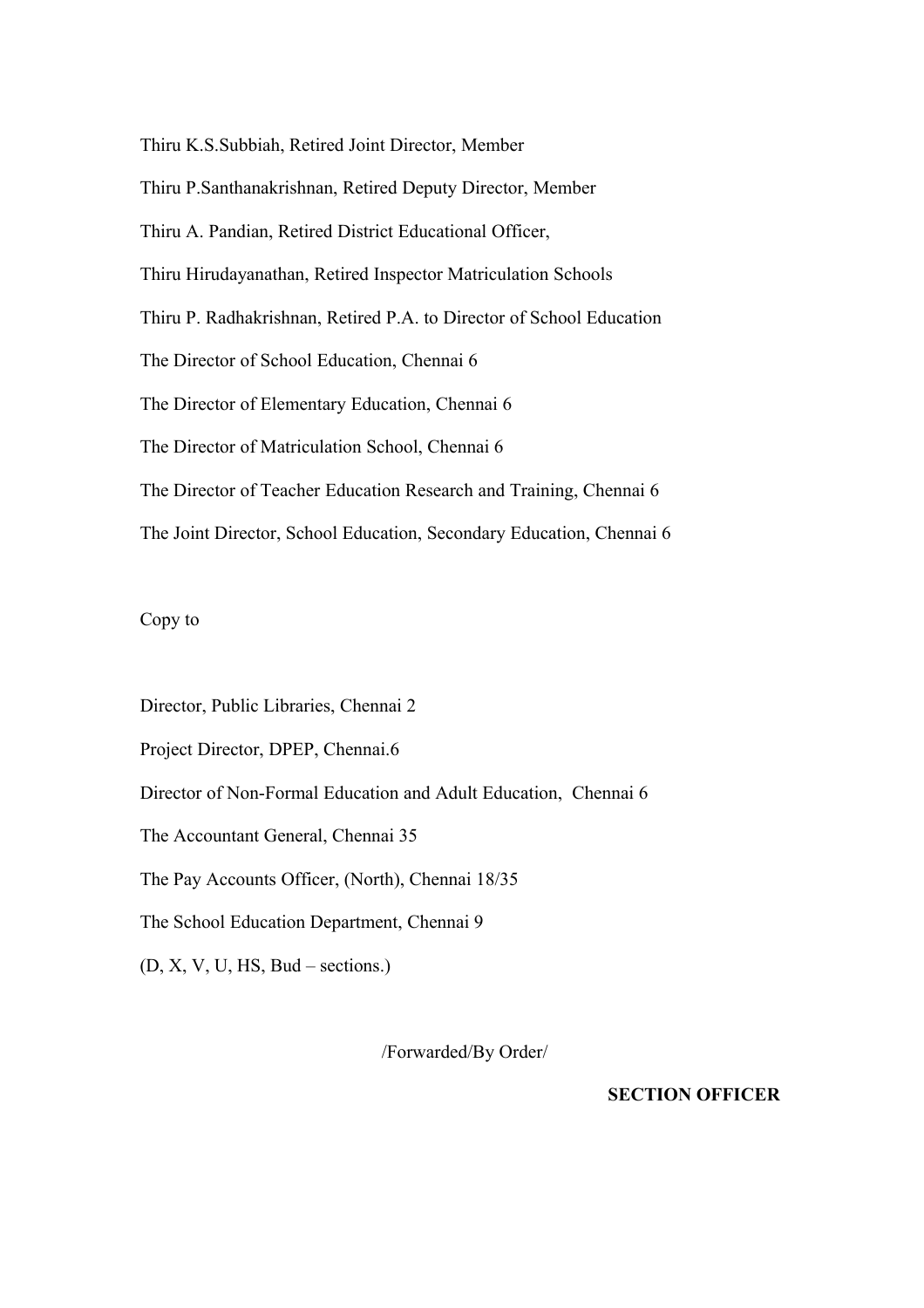Thiru K.S.Subbiah, Retired Joint Director, Member

Thiru P.Santhanakrishnan, Retired Deputy Director, Member

Thiru A. Pandian, Retired District Educational Officer,

Thiru Hirudayanathan, Retired Inspector Matriculation Schools

Thiru P. Radhakrishnan, Retired P.A. to Director of School Education

The Director of School Education, Chennai 6

The Director of Elementary Education, Chennai 6

The Director of Matriculation School, Chennai 6

The Director of Teacher Education Research and Training, Chennai 6

The Joint Director, School Education, Secondary Education, Chennai 6

Copy to

Director, Public Libraries, Chennai 2

Project Director, DPEP, Chennai.6

Director of Non-Formal Education and Adult Education, Chennai 6

The Accountant General, Chennai 35

The Pay Accounts Officer, (North), Chennai 18/35

The School Education Department, Chennai 9

(D, X, V, U, HS, Bud – sections.)

/Forwarded/By Order/

**SECTION OFFICER**